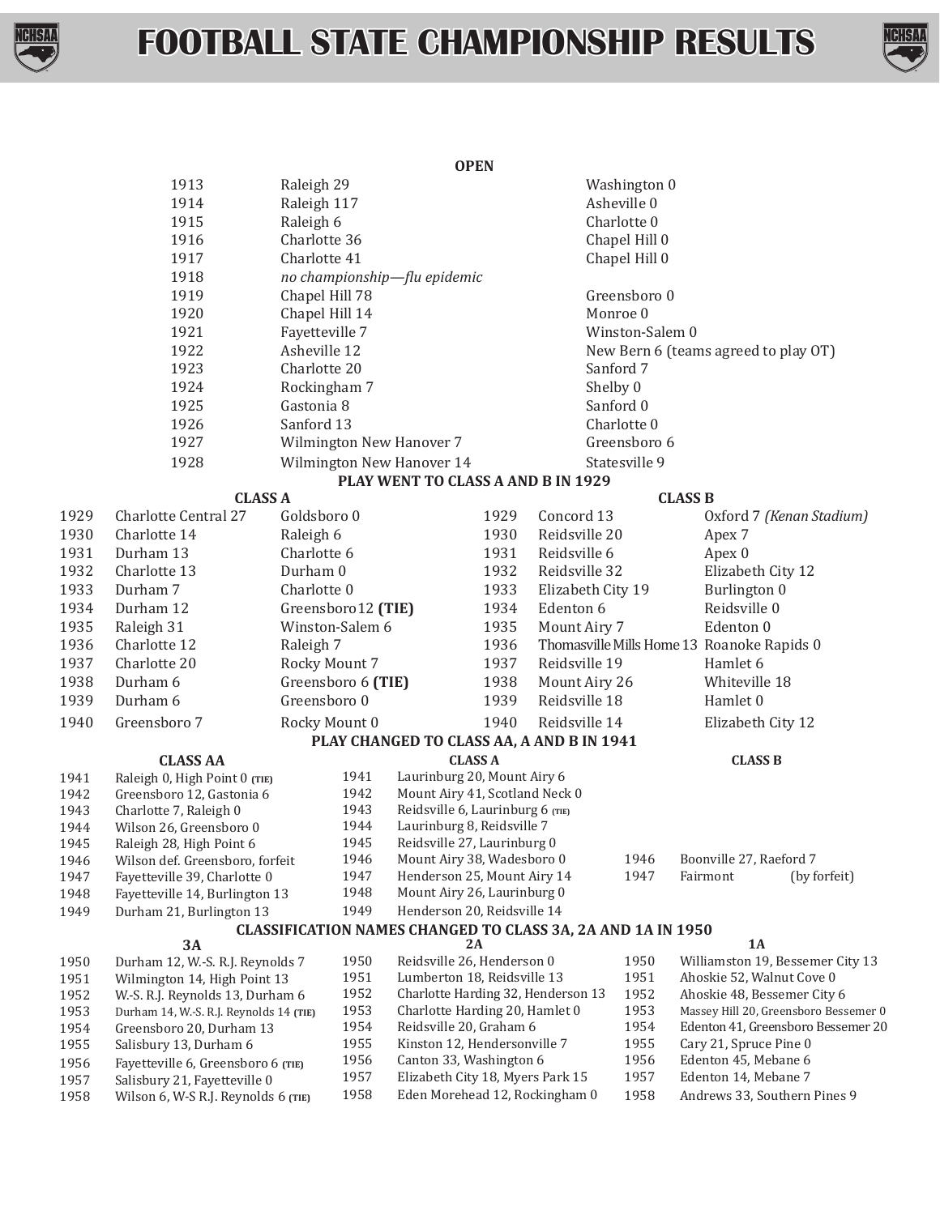# FOOTBALL STATE CHAMPIONSHIP RESULTS

## OPEN

| Year | Winner | Runner-up |
|---|---|---|
| 1913 | Raleigh 29 | Washington 0 |
| 1914 | Raleigh 117 | Asheville 0 |
| 1915 | Raleigh 6 | Charlotte 0 |
| 1916 | Charlotte 36 | Chapel Hill 0 |
| 1917 | Charlotte 41 | Chapel Hill 0 |
| 1918 | *no championship—flu epidemic* | |
| 1919 | Chapel Hill 78 | Greensboro 0 |
| 1920 | Chapel Hill 14 | Monroe 0 |
| 1921 | Fayetteville 7 | Winston-Salem 0 |
| 1922 | Asheville 12 | New Bern 6 (teams agreed to play OT) |
| 1923 | Charlotte 20 | Sanford 7 |
| 1924 | Rockingham 7 | Shelby 0 |
| 1925 | Gastonia 8 | Sanford 0 |
| 1926 | Sanford 13 | Charlotte 0 |
| 1927 | Wilmington New Hanover 7 | Greensboro 6 |
| 1928 | Wilmington New Hanover 14 | Statesville 9 |

## PLAY WENT TO CLASS A AND B IN 1929

### CLASS A

| Year | Winner | Runner-up |
|---|---|---|
| 1929 | Charlotte Central 27 | Goldsboro 0 |
| 1930 | Charlotte 14 | Raleigh 6 |
| 1931 | Durham 13 | Charlotte 6 |
| 1932 | Charlotte 13 | Durham 0 |
| 1933 | Durham 7 | Charlotte 0 |
| 1934 | Durham 12 | Greensboro 12 **(TIE)** |
| 1935 | Raleigh 31 | Winston-Salem 6 |
| 1936 | Charlotte 12 | Raleigh 7 |
| 1937 | Charlotte 20 | Rocky Mount 7 |
| 1938 | Durham 6 | Greensboro 6 **(TIE)** |
| 1939 | Durham 6 | Greensboro 0 |
| 1940 | Greensboro 7 | Rocky Mount 0 |

### CLASS B

| Year | Winner | Runner-up |
|---|---|---|
| 1929 | Concord 13 | Oxford 7 *(Kenan Stadium)* |
| 1930 | Reidsville 20 | Apex 7 |
| 1931 | Reidsville 6 | Apex 0 |
| 1932 | Reidsville 32 | Elizabeth City 12 |
| 1933 | Elizabeth City 19 | Burlington 0 |
| 1934 | Edenton 6 | Reidsville 0 |
| 1935 | Mount Airy 7 | Edenton 0 |
| 1936 | Thomasville Mills Home 13 | Roanoke Rapids 0 |
| 1937 | Reidsville 19 | Hamlet 6 |
| 1938 | Mount Airy 26 | Whiteville 18 |
| 1939 | Reidsville 18 | Hamlet 0 |
| 1940 | Reidsville 14 | Elizabeth City 12 |

## PLAY CHANGED TO CLASS AA, A AND B IN 1941

### CLASS AA

| Year | Result |
|---|---|
| 1941 | Raleigh 0, High Point 0 **(TIE)** |
| 1942 | Greensboro 12, Gastonia 6 |
| 1943 | Charlotte 7, Raleigh 0 |
| 1944 | Wilson 26, Greensboro 0 |
| 1945 | Raleigh 28, High Point 6 |
| 1946 | Wilson def. Greensboro, forfeit |
| 1947 | Fayetteville 39, Charlotte 0 |
| 1948 | Fayetteville 14, Burlington 13 |
| 1949 | Durham 21, Burlington 13 |

### CLASS A

| Year | Result |
|---|---|
| 1941 | Laurinburg 20, Mount Airy 6 |
| 1942 | Mount Airy 41, Scotland Neck 0 |
| 1943 | Reidsville 6, Laurinburg 6 **(TIE)** |
| 1944 | Laurinburg 8, Reidsville 7 |
| 1945 | Reidsville 27, Laurinburg 0 |
| 1946 | Mount Airy 38, Wadesboro 0 |
| 1947 | Henderson 25, Mount Airy 14 |
| 1948 | Mount Airy 26, Laurinburg 0 |
| 1949 | Henderson 20, Reidsville 14 |

### CLASS B

| Year | Result |
|---|---|
| 1946 | Boonville 27, Raeford 7 |
| 1947 | Fairmont (by forfeit) |

## CLASSIFICATION NAMES CHANGED TO CLASS 3A, 2A AND 1A IN 1950

### 3A

| Year | Result |
|---|---|
| 1950 | Durham 12, W.-S. R.J. Reynolds 7 |
| 1951 | Wilmington 14, High Point 13 |
| 1952 | W.-S. R.J. Reynolds 13, Durham 6 |
| 1953 | Durham 14, W.-S. R.J. Reynolds 14 **(TIE)** |
| 1954 | Greensboro 20, Durham 13 |
| 1955 | Salisbury 13, Durham 6 |
| 1956 | Fayetteville 6, Greensboro 6 **(TIE)** |
| 1957 | Salisbury 21, Fayetteville 0 |
| 1958 | Wilson 6, W-S R.J. Reynolds 6 **(TIE)** |

### 2A

| Year | Result |
|---|---|
| 1950 | Reidsville 26, Henderson 0 |
| 1951 | Lumberton 18, Reidsville 13 |
| 1952 | Charlotte Harding 32, Henderson 13 |
| 1953 | Charlotte Harding 20, Hamlet 0 |
| 1954 | Reidsville 20, Graham 6 |
| 1955 | Kinston 12, Hendersonville 7 |
| 1956 | Canton 33, Washington 6 |
| 1957 | Elizabeth City 18, Myers Park 15 |
| 1958 | Eden Morehead 12, Rockingham 0 |

### 1A

| Year | Result |
|---|---|
| 1950 | Williamston 19, Bessemer City 13 |
| 1951 | Ahoskie 52, Walnut Cove 0 |
| 1952 | Ahoskie 48, Bessemer City 6 |
| 1953 | Massey Hill 20, Greensboro Bessemer 0 |
| 1954 | Edenton 41, Greensboro Bessemer 20 |
| 1955 | Cary 21, Spruce Pine 0 |
| 1956 | Edenton 45, Mebane 6 |
| 1957 | Edenton 14, Mebane 7 |
| 1958 | Andrews 33, Southern Pines 9 |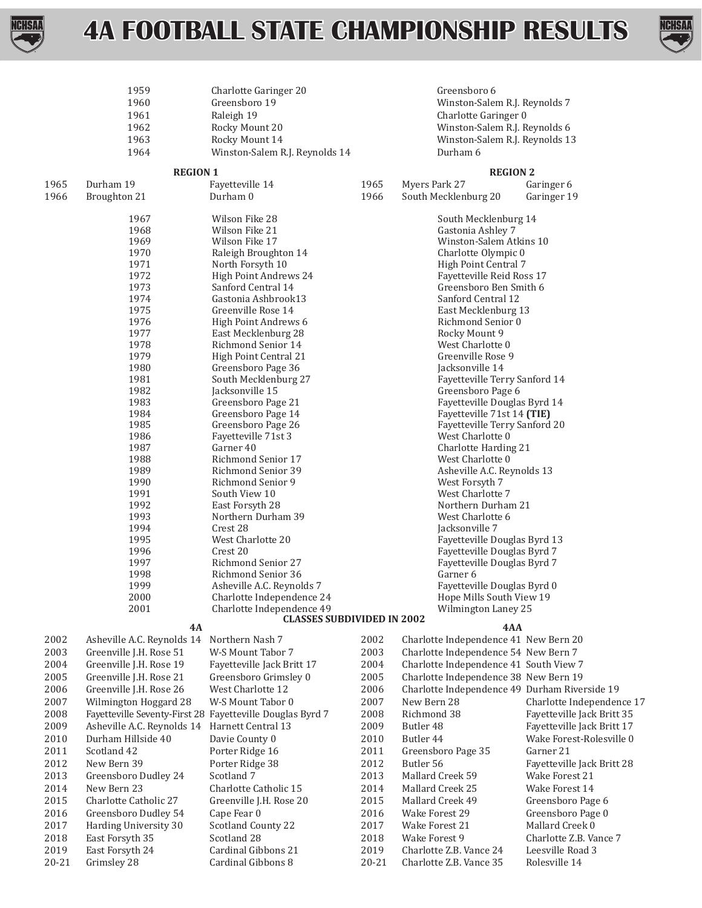# 4A FOOTBALL STATE CHAMPIONSHIP RESULTS

| Year | Champion | Runner-up |
|---|---|---|
| 1959 | Charlotte Garinger 20 | Greensboro 6 |
| 1960 | Greensboro 19 | Winston-Salem R.J. Reynolds 7 |
| 1961 | Raleigh 19 | Charlotte Garinger 0 |
| 1962 | Rocky Mount 20 | Winston-Salem R.J. Reynolds 6 |
| 1963 | Rocky Mount 14 | Winston-Salem R.J. Reynolds 13 |
| 1964 | Winston-Salem R.J. Reynolds 14 | Durham 6 |

**REGION 1**

| Year | Champion | Runner-up |
|---|---|---|
| 1965 | Durham 19 | Fayetteville 14 |
| 1966 | Broughton 21 | Durham 0 |

**REGION 2**

| Year | Champion | Runner-up |
|---|---|---|
| 1965 | Myers Park 27 | Garinger 6 |
| 1966 | South Mecklenburg 20 | Garinger 19 |

| Year | Champion | Runner-up |
|---|---|---|
| 1967 | Wilson Fike 28 | South Mecklenburg 14 |
| 1968 | Wilson Fike 21 | Gastonia Ashley 7 |
| 1969 | Wilson Fike 17 | Winston-Salem Atkins 10 |
| 1970 | Raleigh Broughton 14 | Charlotte Olympic 0 |
| 1971 | North Forsyth 10 | High Point Central 7 |
| 1972 | High Point Andrews 24 | Fayetteville Reid Ross 17 |
| 1973 | Sanford Central 14 | Greensboro Ben Smith 6 |
| 1974 | Gastonia Ashbrook13 | Sanford Central 12 |
| 1975 | Greenville Rose 14 | East Mecklenburg 13 |
| 1976 | High Point Andrews 6 | Richmond Senior 0 |
| 1977 | East Mecklenburg 28 | Rocky Mount 9 |
| 1978 | Richmond Senior 14 | West Charlotte 0 |
| 1979 | High Point Central 21 | Greenville Rose 9 |
| 1980 | Greensboro Page 36 | Jacksonville 14 |
| 1981 | South Mecklenburg 27 | Fayetteville Terry Sanford 14 |
| 1982 | Jacksonville 15 | Greensboro Page 6 |
| 1983 | Greensboro Page 21 | Fayetteville Douglas Byrd 14 |
| 1984 | Greensboro Page 14 | Fayetteville 71st 14 **(TIE)** |
| 1985 | Greensboro Page 26 | Fayetteville Terry Sanford 20 |
| 1986 | Fayetteville 71st 3 | West Charlotte 0 |
| 1987 | Garner 40 | Charlotte Harding 21 |
| 1988 | Richmond Senior 17 | West Charlotte 0 |
| 1989 | Richmond Senior 39 | Asheville A.C. Reynolds 13 |
| 1990 | Richmond Senior 9 | West Forsyth 7 |
| 1991 | South View 10 | West Charlotte 7 |
| 1992 | East Forsyth 28 | Northern Durham 21 |
| 1993 | Northern Durham 39 | West Charlotte 6 |
| 1994 | Crest 28 | Jacksonville 7 |
| 1995 | West Charlotte 20 | Fayetteville Douglas Byrd 13 |
| 1996 | Crest 20 | Fayetteville Douglas Byrd 7 |
| 1997 | Richmond Senior 27 | Fayetteville Douglas Byrd 7 |
| 1998 | Richmond Senior 36 | Garner 6 |
| 1999 | Asheville A.C. Reynolds 7 | Fayetteville Douglas Byrd 0 |
| 2000 | Charlotte Independence 24 | Hope Mills South View 19 |
| 2001 | Charlotte Independence 49 | Wilmington Laney 25 |

**CLASSES SUBDIVIDED IN 2002**

**4A**

| Year | Champion | Runner-up |
|---|---|---|
| 2002 | Asheville A.C. Reynolds 14 | Northern Nash 7 |
| 2003 | Greenville J.H. Rose 51 | W-S Mount Tabor 7 |
| 2004 | Greenville J.H. Rose 19 | Fayetteville Jack Britt 17 |
| 2005 | Greenville J.H. Rose 21 | Greensboro Grimsley 0 |
| 2006 | Greenville J.H. Rose 26 | West Charlotte 12 |
| 2007 | Wilmington Hoggard 28 | W-S Mount Tabor 0 |
| 2008 | Fayetteville Seventy-First 28 | Fayetteville Douglas Byrd 7 |
| 2009 | Asheville A.C. Reynolds 14 | Harnett Central 13 |
| 2010 | Durham Hillside 40 | Davie County 0 |
| 2011 | Scotland 42 | Porter Ridge 16 |
| 2012 | New Bern 39 | Porter Ridge 38 |
| 2013 | Greensboro Dudley 24 | Scotland 7 |
| 2014 | New Bern 23 | Charlotte Catholic 15 |
| 2015 | Charlotte Catholic 27 | Greenville J.H. Rose 20 |
| 2016 | Greensboro Dudley 54 | Cape Fear 0 |
| 2017 | Harding University 30 | Scotland County 22 |
| 2018 | East Forsyth 35 | Scotland 28 |
| 2019 | East Forsyth 24 | Cardinal Gibbons 21 |
| 20-21 | Grimsley 28 | Cardinal Gibbons 8 |

**4AA**

| Year | Champion | Runner-up |
|---|---|---|
| 2002 | Charlotte Independence 41 | New Bern 20 |
| 2003 | Charlotte Independence 54 | New Bern 7 |
| 2004 | Charlotte Independence 41 | South View 7 |
| 2005 | Charlotte Independence 38 | New Bern 19 |
| 2006 | Charlotte Independence 49 | Durham Riverside 19 |
| 2007 | New Bern 28 | Charlotte Independence 17 |
| 2008 | Richmond 38 | Fayetteville Jack Britt 35 |
| 2009 | Butler 48 | Fayetteville Jack Britt 17 |
| 2010 | Butler 44 | Wake Forest-Rolesville 0 |
| 2011 | Greensboro Page 35 | Garner 21 |
| 2012 | Butler 56 | Fayetteville Jack Britt 28 |
| 2013 | Mallard Creek 59 | Wake Forest 21 |
| 2014 | Mallard Creek 25 | Wake Forest 14 |
| 2015 | Mallard Creek 49 | Greensboro Page 6 |
| 2016 | Wake Forest 29 | Greensboro Page 0 |
| 2017 | Wake Forest 21 | Mallard Creek 0 |
| 2018 | Wake Forest 9 | Charlotte Z.B. Vance 7 |
| 2019 | Charlotte Z.B. Vance 24 | Leesville Road 3 |
| 20-21 | Charlotte Z.B. Vance 35 | Rolesville 14 |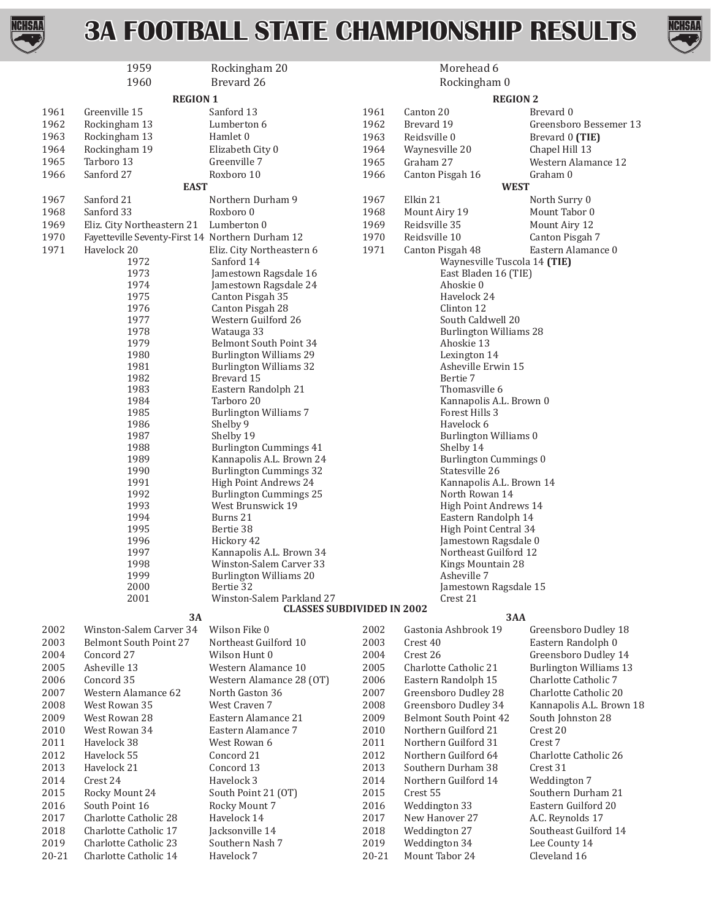# 3A FOOTBALL STATE CHAMPIONSHIP RESULTS

| Year | Winner | Runner-up |
|---|---|---|
| 1959 | Rockingham 20 | Morehead 6 |
| 1960 | Brevard 26 | Rockingham 0 |

## REGION 1

| Year | Winner | Runner-up |
|---|---|---|
| 1961 | Greenville 15 | Sanford 13 |
| 1962 | Rockingham 13 | Lumberton 6 |
| 1963 | Rockingham 13 | Hamlet 0 |
| 1964 | Rockingham 19 | Elizabeth City 0 |
| 1965 | Tarboro 13 | Greenville 7 |
| 1966 | Sanford 27 | Roxboro 10 |

## REGION 2

| Year | Winner | Runner-up |
|---|---|---|
| 1961 | Canton 20 | Brevard 0 |
| 1962 | Brevard 19 | Greensboro Bessemer 13 |
| 1963 | Reidsville 0 | Brevard 0 **(TIE)** |
| 1964 | Waynesville 20 | Chapel Hill 13 |
| 1965 | Graham 27 | Western Alamance 12 |
| 1966 | Canton Pisgah 16 | Graham 0 |

## EAST

| Year | Winner | Runner-up |
|---|---|---|
| 1967 | Sanford 21 | Northern Durham 9 |
| 1968 | Sanford 33 | Roxboro 0 |
| 1969 | Eliz. City Northeastern 21 | Lumberton 0 |
| 1970 | Fayetteville Seventy-First 14 | Northern Durham 12 |
| 1971 | Havelock 20 | Eliz. City Northeastern 6 |

## WEST

| Year | Winner | Runner-up |
|---|---|---|
| 1967 | Elkin 21 | North Surry 0 |
| 1968 | Mount Airy 19 | Mount Tabor 0 |
| 1969 | Reidsville 35 | Mount Airy 12 |
| 1970 | Reidsville 10 | Canton Pisgah 7 |
| 1971 | Canton Pisgah 48 | Eastern Alamance 0 |

| Year | Winner | Runner-up |
|---|---|---|
| 1972 | Sanford 14 | Waynesville Tuscola 14 **(TIE)** |
| 1973 | Jamestown Ragsdale 16 | East Bladen 16 (TIE) |
| 1974 | Jamestown Ragsdale 24 | Ahoskie 0 |
| 1975 | Canton Pisgah 35 | Havelock 24 |
| 1976 | Canton Pisgah 28 | Clinton 12 |
| 1977 | Western Guilford 26 | South Caldwell 20 |
| 1978 | Watauga 33 | Burlington Williams 28 |
| 1979 | Belmont South Point 34 | Ahoskie 13 |
| 1980 | Burlington Williams 29 | Lexington 14 |
| 1981 | Burlington Williams 32 | Asheville Erwin 15 |
| 1982 | Brevard 15 | Bertie 7 |
| 1983 | Eastern Randolph 21 | Thomasville 6 |
| 1984 | Tarboro 20 | Kannapolis A.L. Brown 0 |
| 1985 | Burlington Williams 7 | Forest Hills 3 |
| 1986 | Shelby 9 | Havelock 6 |
| 1987 | Shelby 19 | Burlington Williams 0 |
| 1988 | Burlington Cummings 41 | Shelby 14 |
| 1989 | Kannapolis A.L. Brown 24 | Burlington Cummings 0 |
| 1990 | Burlington Cummings 32 | Statesville 26 |
| 1991 | High Point Andrews 24 | Kannapolis A.L. Brown 14 |
| 1992 | Burlington Cummings 25 | North Rowan 14 |
| 1993 | West Brunswick 19 | High Point Andrews 14 |
| 1994 | Burns 21 | Eastern Randolph 14 |
| 1995 | Bertie 38 | High Point Central 34 |
| 1996 | Hickory 42 | Jamestown Ragsdale 0 |
| 1997 | Kannapolis A.L. Brown 34 | Northeast Guilford 12 |
| 1998 | Winston-Salem Carver 33 | Kings Mountain 28 |
| 1999 | Burlington Williams 20 | Asheville 7 |
| 2000 | Bertie 32 | Jamestown Ragsdale 15 |
| 2001 | Winston-Salem Parkland 27 | Crest 21 |

**CLASSES SUBDIVIDED IN 2002**

## 3A

| Year | Winner | Runner-up |
|---|---|---|
| 2002 | Winston-Salem Carver 34 | Wilson Fike 0 |
| 2003 | Belmont South Point 27 | Northeast Guilford 10 |
| 2004 | Concord 27 | Wilson Hunt 0 |
| 2005 | Asheville 13 | Western Alamance 10 |
| 2006 | Concord 35 | Western Alamance 28 (OT) |
| 2007 | Western Alamance 62 | North Gaston 36 |
| 2008 | West Rowan 35 | West Craven 7 |
| 2009 | West Rowan 28 | Eastern Alamance 21 |
| 2010 | West Rowan 34 | Eastern Alamance 7 |
| 2011 | Havelock 38 | West Rowan 6 |
| 2012 | Havelock 55 | Concord 21 |
| 2013 | Havelock 21 | Concord 13 |
| 2014 | Crest 24 | Havelock 3 |
| 2015 | Rocky Mount 24 | South Point 21 (OT) |
| 2016 | South Point 16 | Rocky Mount 7 |
| 2017 | Charlotte Catholic 28 | Havelock 14 |
| 2018 | Charlotte Catholic 17 | Jacksonville 14 |
| 2019 | Charlotte Catholic 23 | Southern Nash 7 |
| 20-21 | Charlotte Catholic 14 | Havelock 7 |

## 3AA

| Year | Winner | Runner-up |
|---|---|---|
| 2002 | Gastonia Ashbrook 19 | Greensboro Dudley 18 |
| 2003 | Crest 40 | Eastern Randolph 0 |
| 2004 | Crest 26 | Greensboro Dudley 14 |
| 2005 | Charlotte Catholic 21 | Burlington Williams 13 |
| 2006 | Eastern Randolph 15 | Charlotte Catholic 7 |
| 2007 | Greensboro Dudley 28 | Charlotte Catholic 20 |
| 2008 | Greensboro Dudley 34 | Kannapolis A.L. Brown 18 |
| 2009 | Belmont South Point 42 | South Johnston 28 |
| 2010 | Northern Guilford 21 | Crest 20 |
| 2011 | Northern Guilford 31 | Crest 7 |
| 2012 | Northern Guilford 64 | Charlotte Catholic 26 |
| 2013 | Southern Durham 38 | Crest 31 |
| 2014 | Northern Guilford 14 | Weddington 7 |
| 2015 | Crest 55 | Southern Durham 21 |
| 2016 | Weddington 33 | Eastern Guilford 20 |
| 2017 | New Hanover 27 | A.C. Reynolds 17 |
| 2018 | Weddington 27 | Southeast Guilford 14 |
| 2019 | Weddington 34 | Lee County 14 |
| 20-21 | Mount Tabor 24 | Cleveland 16 |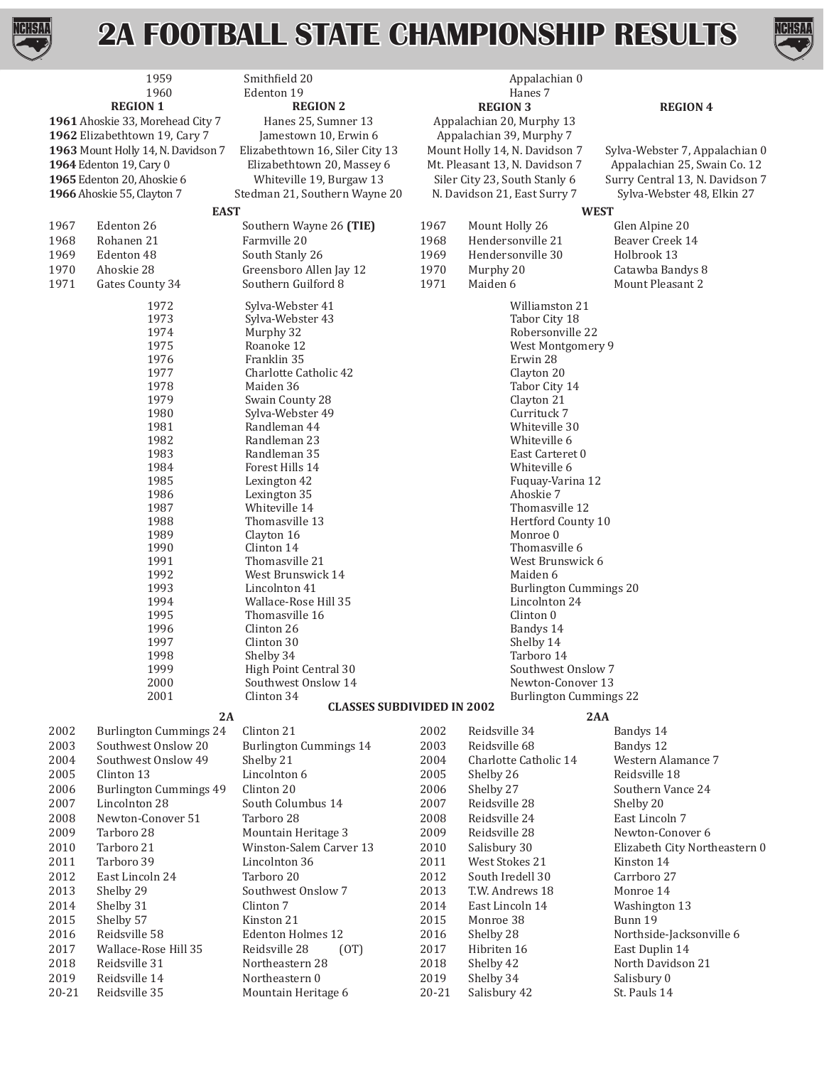# 2A FOOTBALL STATE CHAMPIONSHIP RESULTS

| Year | Winner | Runner-up |
|---|---|---|
| 1959 | Smithfield 20 | Appalachian 0 |
| 1960 | Edenton 19 | Hanes 7 |

| Year | Region 1 | Region 2 | Region 3 | Region 4 |
|---|---|---|---|---|
| **1961** | Ahoskie 33, Morehead City 7 | Hanes 25, Sumner 13 | Appalachian 20, Murphy 13 | |
| **1962** | Elizabethtown 19, Cary 7 | Jamestown 10, Erwin 6 | Appalachian 39, Murphy 7 | |
| **1963** | Mount Holly 14, N. Davidson 7 | Elizabethtown 16, Siler City 13 | Mount Holly 14, N. Davidson 7 | Sylva-Webster 7, Appalachian 0 |
| **1964** | Edenton 19, Cary 0 | Elizabethtown 20, Massey 6 | Mt. Pleasant 13, N. Davidson 7 | Appalachian 25, Swain Co. 12 |
| **1965** | Edenton 20, Ahoskie 6 | Whiteville 19, Burgaw 13 | Siler City 23, South Stanly 6 | Surry Central 13, N. Davidson 7 |
| **1966** | Ahoskie 55, Clayton 7 | Stedman 21, Southern Wayne 20 | N. Davidson 21, East Surry 7 | Sylva-Webster 48, Elkin 27 |

| EAST | | | WEST | | |
|---|---|---|---|---|---|
| 1967 | Edenton 26 | Southern Wayne 26 **(TIE)** | 1967 | Mount Holly 26 | Glen Alpine 20 |
| 1968 | Rohanen 21 | Farmville 20 | 1968 | Hendersonville 21 | Beaver Creek 14 |
| 1969 | Edenton 48 | South Stanly 26 | 1969 | Hendersonville 30 | Holbrook 13 |
| 1970 | Ahoskie 28 | Greensboro Allen Jay 12 | 1970 | Murphy 20 | Catawba Bandys 8 |
| 1971 | Gates County 34 | Southern Guilford 8 | 1971 | Maiden 6 | Mount Pleasant 2 |

| Year | Winner | Runner-up |
|---|---|---|
| 1972 | Sylva-Webster 41 | Williamston 21 |
| 1973 | Sylva-Webster 43 | Tabor City 18 |
| 1974 | Murphy 32 | Robersonville 22 |
| 1975 | Roanoke 12 | West Montgomery 9 |
| 1976 | Franklin 35 | Erwin 28 |
| 1977 | Charlotte Catholic 42 | Clayton 20 |
| 1978 | Maiden 36 | Tabor City 14 |
| 1979 | Swain County 28 | Clayton 21 |
| 1980 | Sylva-Webster 49 | Currituck 7 |
| 1981 | Randleman 44 | Whiteville 30 |
| 1982 | Randleman 23 | Whiteville 6 |
| 1983 | Randleman 35 | East Carteret 0 |
| 1984 | Forest Hills 14 | Whiteville 6 |
| 1985 | Lexington 42 | Fuquay-Varina 12 |
| 1986 | Lexington 35 | Ahoskie 7 |
| 1987 | Whiteville 14 | Thomasville 12 |
| 1988 | Thomasville 13 | Hertford County 10 |
| 1989 | Clayton 16 | Monroe 0 |
| 1990 | Clinton 14 | Thomasville 6 |
| 1991 | Thomasville 21 | West Brunswick 6 |
| 1992 | West Brunswick 14 | Maiden 6 |
| 1993 | Lincolnton 41 | Burlington Cummings 20 |
| 1994 | Wallace-Rose Hill 35 | Lincolnton 24 |
| 1995 | Thomasville 16 | Clinton 0 |
| 1996 | Clinton 26 | Bandys 14 |
| 1997 | Clinton 30 | Shelby 14 |
| 1998 | Shelby 34 | Tarboro 14 |
| 1999 | High Point Central 30 | Southwest Onslow 7 |
| 2000 | Southwest Onslow 14 | Newton-Conover 13 |
| 2001 | Clinton 34 | Burlington Cummings 22 |

**CLASSES SUBDIVIDED IN 2002**

| 2A | | | 2AA | | |
|---|---|---|---|---|---|
| 2002 | Burlington Cummings 24 | Clinton 21 | 2002 | Reidsville 34 | Bandys 14 |
| 2003 | Southwest Onslow 20 | Burlington Cummings 14 | 2003 | Reidsville 68 | Bandys 12 |
| 2004 | Southwest Onslow 49 | Shelby 21 | 2004 | Charlotte Catholic 14 | Western Alamance 7 |
| 2005 | Clinton 13 | Lincolnton 6 | 2005 | Shelby 26 | Reidsville 18 |
| 2006 | Burlington Cummings 49 | Clinton 20 | 2006 | Shelby 27 | Southern Vance 24 |
| 2007 | Lincolnton 28 | South Columbus 14 | 2007 | Reidsville 28 | Shelby 20 |
| 2008 | Newton-Conover 51 | Tarboro 28 | 2008 | Reidsville 24 | East Lincoln 7 |
| 2009 | Tarboro 28 | Mountain Heritage 3 | 2009 | Reidsville 28 | Newton-Conover 6 |
| 2010 | Tarboro 21 | Winston-Salem Carver 13 | 2010 | Salisbury 30 | Elizabeth City Northeastern 0 |
| 2011 | Tarboro 39 | Lincolnton 36 | 2011 | West Stokes 21 | Kinston 14 |
| 2012 | East Lincoln 24 | Tarboro 20 | 2012 | South Iredell 30 | Carrboro 27 |
| 2013 | Shelby 29 | Southwest Onslow 7 | 2013 | T.W. Andrews 18 | Monroe 14 |
| 2014 | Shelby 31 | Clinton 7 | 2014 | East Lincoln 14 | Washington 13 |
| 2015 | Shelby 57 | Kinston 21 | 2015 | Monroe 38 | Bunn 19 |
| 2016 | Reidsville 58 | Edenton Holmes 12 | 2016 | Shelby 28 | Northside-Jacksonville 6 |
| 2017 | Wallace-Rose Hill 35 | Reidsville 28 (OT) | 2017 | Hibriten 16 | East Duplin 14 |
| 2018 | Reidsville 31 | Northeastern 28 | 2018 | Shelby 42 | North Davidson 21 |
| 2019 | Reidsville 14 | Northeastern 0 | 2019 | Shelby 34 | Salisbury 0 |
| 20-21 | Reidsville 35 | Mountain Heritage 6 | 20-21 | Salisbury 42 | St. Pauls 14 |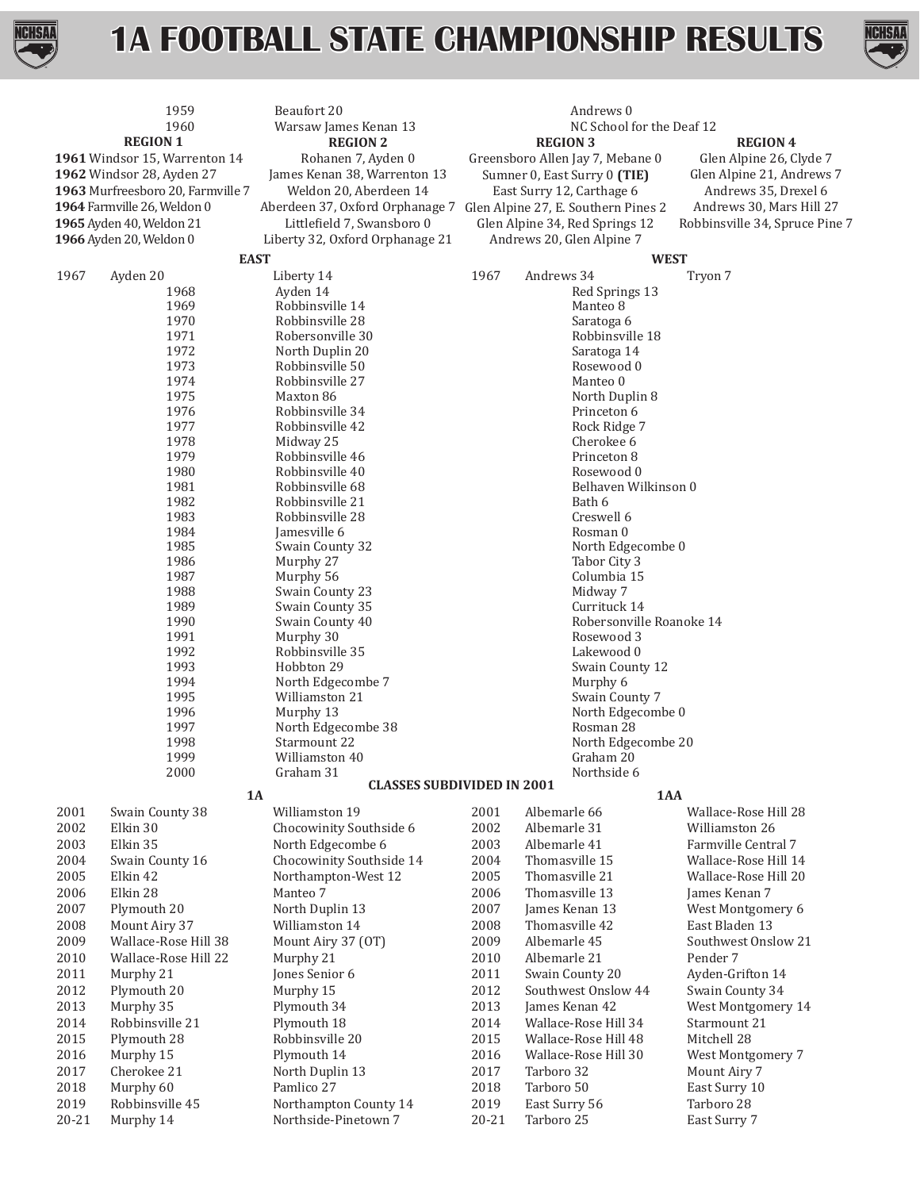# 1A FOOTBALL STATE CHAMPIONSHIP RESULTS

| | | |
|---|---|---|
| 1959 | Beaufort 20 | Andrews 0 |
| 1960 | Warsaw James Kenan 13 | NC School for the Deaf 12 |

| REGION 1 | REGION 2 | REGION 3 | REGION 4 |
|---|---|---|---|
| **1961** Windsor 15, Warrenton 14 | Rohanen 7, Ayden 0 | Greensboro Allen Jay 7, Mebane 0 | Glen Alpine 26, Clyde 7 |
| **1962** Windsor 28, Ayden 27 | James Kenan 38, Warrenton 13 | Sumner 0, East Surry 0 **(TIE)** | Glen Alpine 21, Andrews 7 |
| **1963** Murfreesboro 20, Farmville 7 | Weldon 20, Aberdeen 14 | East Surry 12, Carthage 6 | Andrews 35, Drexel 6 |
| **1964** Farmville 26, Weldon 0 | Aberdeen 37, Oxford Orphanage 7 | Glen Alpine 27, E. Southern Pines 2 | Andrews 30, Mars Hill 27 |
| **1965** Ayden 40, Weldon 21 | Littlefield 7, Swansboro 0 | Glen Alpine 34, Red Springs 12 | Robbinsville 34, Spruce Pine 7 |
| **1966** Ayden 20, Weldon 0 | Liberty 32, Oxford Orphanage 21 | Andrews 20, Glen Alpine 7 | |

| EAST | | | WEST | | |
|---|---|---|---|---|---|
| 1967 | Ayden 20 | Liberty 14 | 1967 | Andrews 34 | Tryon 7 |

| | | |
|---|---|---|
| 1968 | Ayden 14 | Red Springs 13 |
| 1969 | Robbinsville 14 | Manteo 8 |
| 1970 | Robbinsville 28 | Saratoga 6 |
| 1971 | Robersonville 30 | Robbinsville 18 |
| 1972 | North Duplin 20 | Saratoga 14 |
| 1973 | Robbinsville 50 | Rosewood 0 |
| 1974 | Robbinsville 27 | Manteo 0 |
| 1975 | Maxton 86 | North Duplin 8 |
| 1976 | Robbinsville 34 | Princeton 6 |
| 1977 | Robbinsville 42 | Rock Ridge 7 |
| 1978 | Midway 25 | Cherokee 6 |
| 1979 | Robbinsville 46 | Princeton 8 |
| 1980 | Robbinsville 40 | Rosewood 0 |
| 1981 | Robbinsville 68 | Belhaven Wilkinson 0 |
| 1982 | Robbinsville 21 | Bath 6 |
| 1983 | Robbinsville 28 | Creswell 6 |
| 1984 | Jamesville 6 | Rosman 0 |
| 1985 | Swain County 32 | North Edgecombe 0 |
| 1986 | Murphy 27 | Tabor City 3 |
| 1987 | Murphy 56 | Columbia 15 |
| 1988 | Swain County 23 | Midway 7 |
| 1989 | Swain County 35 | Currituck 14 |
| 1990 | Swain County 40 | Robersonville Roanoke 14 |
| 1991 | Murphy 30 | Rosewood 3 |
| 1992 | Robbinsville 35 | Lakewood 0 |
| 1993 | Hobbton 29 | Swain County 12 |
| 1994 | North Edgecombe 7 | Murphy 6 |
| 1995 | Williamston 21 | Swain County 7 |
| 1996 | Murphy 13 | North Edgecombe 0 |
| 1997 | North Edgecombe 38 | Rosman 28 |
| 1998 | Starmount 22 | North Edgecombe 20 |
| 1999 | Williamston 40 | Graham 20 |
| 2000 | Graham 31 | Northside 6 |

**CLASSES SUBDIVIDED IN 2001**

| 1A | | | 1AA | | |
|---|---|---|---|---|---|
| 2001 | Swain County 38 | Williamston 19 | 2001 | Albemarle 66 | Wallace-Rose Hill 28 |
| 2002 | Elkin 30 | Chocowinity Southside 6 | 2002 | Albemarle 31 | Williamston 26 |
| 2003 | Elkin 35 | North Edgecombe 6 | 2003 | Albemarle 41 | Farmville Central 7 |
| 2004 | Swain County 16 | Chocowinity Southside 14 | 2004 | Thomasville 15 | Wallace-Rose Hill 14 |
| 2005 | Elkin 42 | Northampton-West 12 | 2005 | Thomasville 21 | Wallace-Rose Hill 20 |
| 2006 | Elkin 28 | Manteo 7 | 2006 | Thomasville 13 | James Kenan 7 |
| 2007 | Plymouth 20 | North Duplin 13 | 2007 | James Kenan 13 | West Montgomery 6 |
| 2008 | Mount Airy 37 | Williamston 14 | 2008 | Thomasville 42 | East Bladen 13 |
| 2009 | Wallace-Rose Hill 38 | Mount Airy 37 (OT) | 2009 | Albemarle 45 | Southwest Onslow 21 |
| 2010 | Wallace-Rose Hill 22 | Murphy 21 | 2010 | Albemarle 21 | Pender 7 |
| 2011 | Murphy 21 | Jones Senior 6 | 2011 | Swain County 20 | Ayden-Grifton 14 |
| 2012 | Plymouth 20 | Murphy 15 | 2012 | Southwest Onslow 44 | Swain County 34 |
| 2013 | Murphy 35 | Plymouth 34 | 2013 | James Kenan 42 | West Montgomery 14 |
| 2014 | Robbinsville 21 | Plymouth 18 | 2014 | Wallace-Rose Hill 34 | Starmount 21 |
| 2015 | Plymouth 28 | Robbinsville 20 | 2015 | Wallace-Rose Hill 48 | Mitchell 28 |
| 2016 | Murphy 15 | Plymouth 14 | 2016 | Wallace-Rose Hill 30 | West Montgomery 7 |
| 2017 | Cherokee 21 | North Duplin 13 | 2017 | Tarboro 32 | Mount Airy 7 |
| 2018 | Murphy 60 | Pamlico 27 | 2018 | Tarboro 50 | East Surry 10 |
| 2019 | Robbinsville 45 | Northampton County 14 | 2019 | East Surry 56 | Tarboro 28 |
| 20-21 | Murphy 14 | Northside-Pinetown 7 | 20-21 | Tarboro 25 | East Surry 7 |